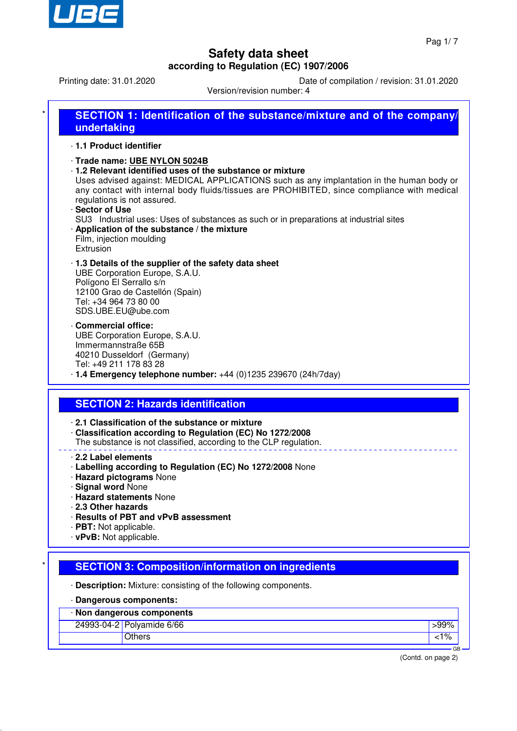# Safety data sheet

**according to Regulation (EC) 1907/2006**

Printing date: 31.01.2020 | Date of compilation / revision: 31.01.2020

Version/revision number: 4

## SECTION 1: Identification of the substance/mixture and of the company/undertaking

· **1.1 Product identifier**

· **Trade name: UBE NYLON 5024B**

· **1.2 Relevant identified uses of the substance or mixture**

Uses advised against: MEDICAL APPLICATIONS such as any implantation in the human body or any contact with internal body fluids/tissues are PROHIBITED, since compliance with medical regulations is not assured.

· **Sector of Use**

SU3 Industrial uses: Uses of substances as such or in preparations at industrial sites

· **Application of the substance / the mixture**

Film, injection moulding
Extrusion

· **1.3 Details of the supplier of the safety data sheet**

UBE Corporation Europe, S.A.U.
Polígono El Serrallo s/n
12100 Grao de Castellón (Spain)
Tel: +34 964 73 80 00
SDS.UBE.EU@ube.com

· **Commercial office:**

UBE Corporation Europe, S.A.U.
Immermannstraße 65B
40210 Dusseldorf (Germany)
Tel: +49 211 178 83 28

· **1.4 Emergency telephone number:** +44 (0)1235 239670 (24h/7day)

## SECTION 2: Hazards identification

· **2.1 Classification of the substance or mixture**

· **Classification according to Regulation (EC) No 1272/2008**

The substance is not classified, according to the CLP regulation.

· **2.2 Label elements**

· **Labelling according to Regulation (EC) No 1272/2008** None

· **Hazard pictograms** None

· **Signal word** None

· **Hazard statements** None

· **2.3 Other hazards**

· **Results of PBT and vPvB assessment**

· **PBT:** Not applicable.

· **vPvB:** Not applicable.

## SECTION 3: Composition/information on ingredients

· **Description:** Mixture: consisting of the following components.

· **Dangerous components:**

| · Non dangerous components | | |
|---|---|---|
| 24993-04-2 | Polyamide 6/66 | >99% |
| | Others | <1% |

(Contd. on page 2)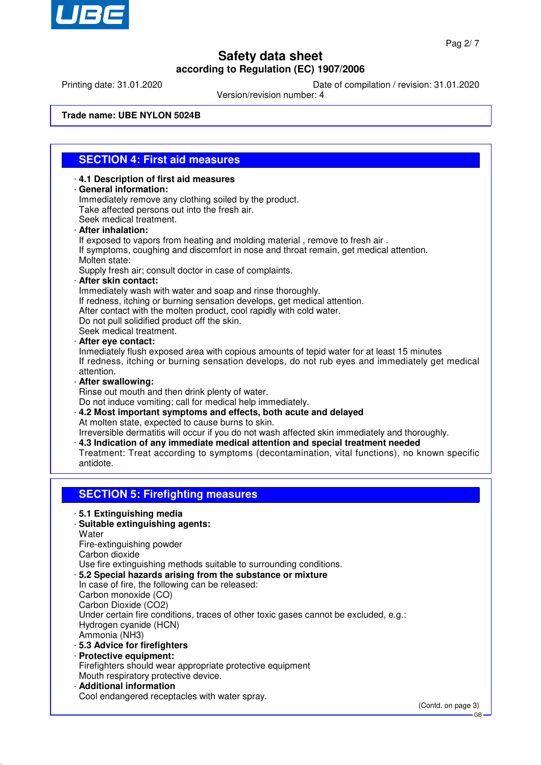Safety data sheet
according to Regulation (EC) 1907/2006

Printing date: 31.01.2020 Date of compilation / revision: 31.01.2020
Version/revision number: 4

**Trade name: UBE NYLON 5024B**

## SECTION 4: First aid measures

- **4.1 Description of first aid measures**
- **General information:**
  Immediately remove any clothing soiled by the product.
  Take affected persons out into the fresh air.
  Seek medical treatment.
- **After inhalation:**
  If exposed to vapors from heating and molding material , remove to fresh air .
  If symptoms, coughing and discomfort in nose and throat remain, get medical attention.
  Molten state:
  Supply fresh air; consult doctor in case of complaints.
- **After skin contact:**
  Immediately wash with water and soap and rinse thoroughly.
  If redness, itching or burning sensation develops, get medical attention.
  After contact with the molten product, cool rapidly with cold water.
  Do not pull solidified product off the skin.
  Seek medical treatment.
- **After eye contact:**
  Inmediately flush exposed area with copious amounts of tepid water for at least 15 minutes
  If redness, itching or burning sensation develops, do not rub eyes and immediately get medical attention.
- **After swallowing:**
  Rinse out mouth and then drink plenty of water.
  Do not induce vomiting; call for medical help immediately.
- **4.2 Most important symptoms and effects, both acute and delayed**
  At molten state, expected to cause burns to skin.
  Irreversible dermatitis will occur if you do not wash affected skin immediately and thoroughly.
- **4.3 Indication of any immediate medical attention and special treatment needed**
  Treatment: Treat according to symptoms (decontamination, vital functions), no known specific antidote.

## SECTION 5: Firefighting measures

- **5.1 Extinguishing media**
- **Suitable extinguishing agents:**
  Water
  Fire-extinguishing powder
  Carbon dioxide
  Use fire extinguishing methods suitable to surrounding conditions.
- **5.2 Special hazards arising from the substance or mixture**
  In case of fire, the following can be released:
  Carbon monoxide (CO)
  Carbon Dioxide ($CO_2$)
  Under certain fire conditions, traces of other toxic gases cannot be excluded, e.g.:
  Hydrogen cyanide (HCN)
  Ammonia ($NH_3$)
- **5.3 Advice for firefighters**
- **Protective equipment:**
  Firefighters should wear appropriate protective equipment
  Mouth respiratory protective device.
- **Additional information**
  Cool endangered receptacles with water spray.

(Contd. on page 3)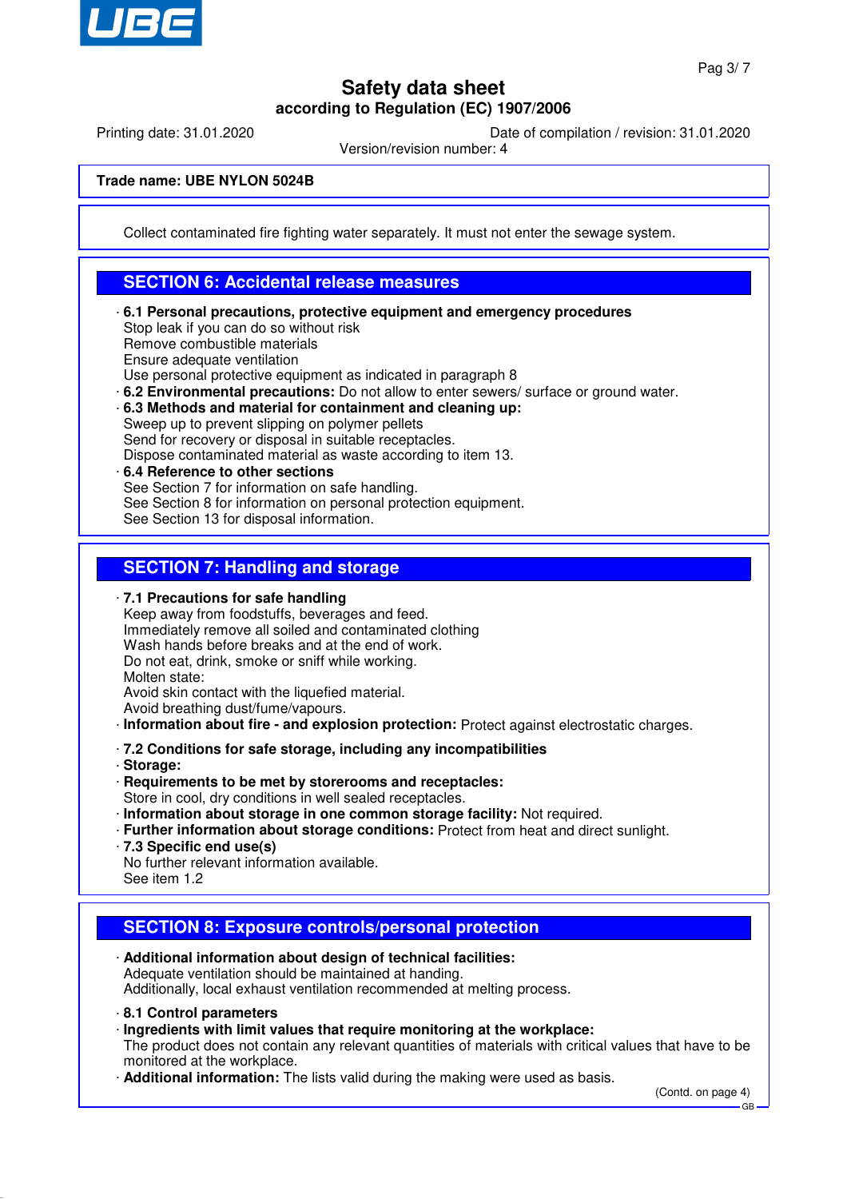Collect contaminated fire fighting water separately. It must not enter the sewage system.

## SECTION 6: Accidental release measures

- **6.1 Personal precautions, protective equipment and emergency procedures**
  Stop leak if you can do so without risk
  Remove combustible materials
  Ensure adequate ventilation
  Use personal protective equipment as indicated in paragraph 8
- **6.2 Environmental precautions:** Do not allow to enter sewers/ surface or ground water.
- **6.3 Methods and material for containment and cleaning up:**
  Sweep up to prevent slipping on polymer pellets
  Send for recovery or disposal in suitable receptacles.
  Dispose contaminated material as waste according to item 13.
- **6.4 Reference to other sections**
  See Section 7 for information on safe handling.
  See Section 8 for information on personal protection equipment.
  See Section 13 for disposal information.

## SECTION 7: Handling and storage

- **7.1 Precautions for safe handling**
  Keep away from foodstuffs, beverages and feed.
  Immediately remove all soiled and contaminated clothing
  Wash hands before breaks and at the end of work.
  Do not eat, drink, smoke or sniff while working.
  Molten state:
  Avoid skin contact with the liquefied material.
  Avoid breathing dust/fume/vapours.
- **Information about fire - and explosion protection:** Protect against electrostatic charges.

- **7.2 Conditions for safe storage, including any incompatibilities**
- **Storage:**
- **Requirements to be met by storerooms and receptacles:**
  Store in cool, dry conditions in well sealed receptacles.
- **Information about storage in one common storage facility:** Not required.
- **Further information about storage conditions:** Protect from heat and direct sunlight.
- **7.3 Specific end use(s)**
  No further relevant information available.
  See item 1.2

## SECTION 8: Exposure controls/personal protection

- **Additional information about design of technical facilities:**
  Adequate ventilation should be maintained at handing.
  Additionally, local exhaust ventilation recommended at melting process.

- **8.1 Control parameters**
- **Ingredients with limit values that require monitoring at the workplace:**
  The product does not contain any relevant quantities of materials with critical values that have to be monitored at the workplace.
- **Additional information:** The lists valid during the making were used as basis.

(Contd. on page 4)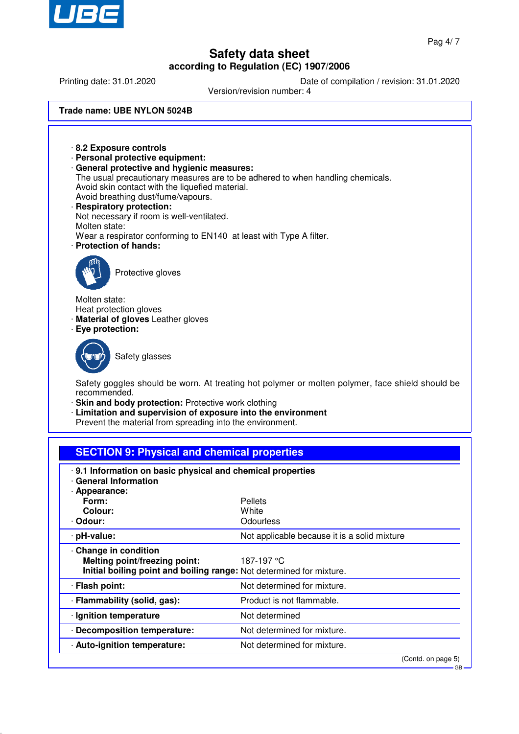**Trade name: UBE NYLON 5024B**

· **8.2 Exposure controls**
· **Personal protective equipment:**
· **General protective and hygienic measures:**
The usual precautionary measures are to be adhered to when handling chemicals.
Avoid skin contact with the liquefied material.
Avoid breathing dust/fume/vapours.
· **Respiratory protection:**
Not necessary if room is well-ventilated.
Molten state:
Wear a respirator conforming to EN140 at least with Type A filter.
· **Protection of hands:**

Protective gloves

Molten state:
Heat protection gloves
· **Material of gloves** Leather gloves
· **Eye protection:**

Safety glasses

Safety goggles should be worn. At treating hot polymer or molten polymer, face shield should be recommended.
· **Skin and body protection:** Protective work clothing
· **Limitation and supervision of exposure into the environment**
Prevent the material from spreading into the environment.

## SECTION 9: Physical and chemical properties

| | |
|---|---|
| · **9.1 Information on basic physical and chemical properties** | |
| · **General Information** | |
| · **Appearance:** | |
| **Form:** | Pellets |
| **Colour:** | White |
| · **Odour:** | Odourless |
| · **pH-value:** | Not applicable because it is a solid mixture |
| · **Change in condition** | |
| **Melting point/freezing point:** | 187-197 °C |
| **Initial boiling point and boiling range:** | Not determined for mixture. |
| · **Flash point:** | Not determined for mixture. |
| · **Flammability (solid, gas):** | Product is not flammable. |
| · **Ignition temperature** | Not determined |
| · **Decomposition temperature:** | Not determined for mixture. |
| · **Auto-ignition temperature:** | Not determined for mixture. |

(Contd. on page 5)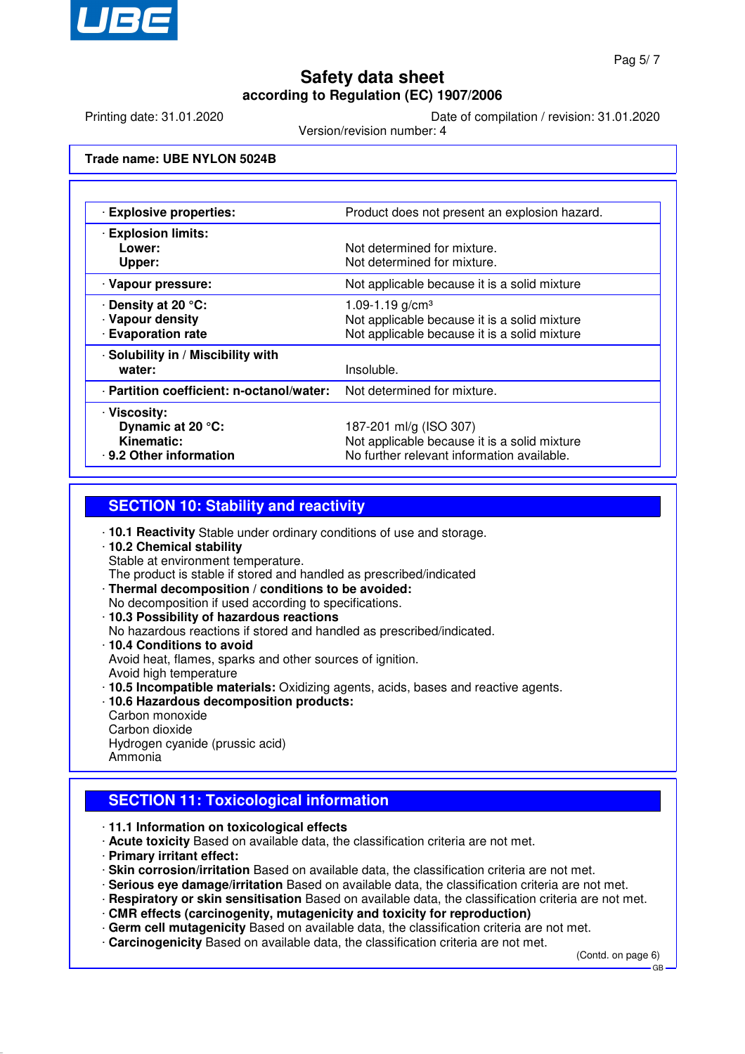# Safety data sheet

**according to Regulation (EC) 1907/2006**

Printing date: 31.01.2020 | Date of compilation / revision: 31.01.2020

Version/revision number: 4

**Trade name: UBE NYLON 5024B**

| Property | Value |
|---|---|
| · **Explosive properties:** | Product does not present an explosion hazard. |
| · **Explosion limits:** | |
| **Lower:** | Not determined for mixture. |
| **Upper:** | Not determined for mixture. |
| · **Vapour pressure:** | Not applicable because it is a solid mixture |
| · **Density at 20 °C:** | 1.09-1.19 g/cm³ |
| · **Vapour density** | Not applicable because it is a solid mixture |
| · **Evaporation rate** | Not applicable because it is a solid mixture |
| · **Solubility in / Miscibility with water:** | Insoluble. |
| · **Partition coefficient: n-octanol/water:** | Not determined for mixture. |
| · **Viscosity:** | |
| **Dynamic at 20 °C:** | 187-201 ml/g (ISO 307) |
| **Kinematic:** | Not applicable because it is a solid mixture |
| · **9.2 Other information** | No further relevant information available. |

## SECTION 10: Stability and reactivity

- **10.1 Reactivity** Stable under ordinary conditions of use and storage.
- **10.2 Chemical stability**
  Stable at environment temperature.
  The product is stable if stored and handled as prescribed/indicated
- **Thermal decomposition / conditions to be avoided:**
  No decomposition if used according to specifications.
- **10.3 Possibility of hazardous reactions**
  No hazardous reactions if stored and handled as prescribed/indicated.
- **10.4 Conditions to avoid**
  Avoid heat, flames, sparks and other sources of ignition.
  Avoid high temperature
- **10.5 Incompatible materials:** Oxidizing agents, acids, bases and reactive agents.
- **10.6 Hazardous decomposition products:**
  Carbon monoxide
  Carbon dioxide
  Hydrogen cyanide (prussic acid)
  Ammonia

## SECTION 11: Toxicological information

- **11.1 Information on toxicological effects**
- **Acute toxicity** Based on available data, the classification criteria are not met.
- **Primary irritant effect:**
- **Skin corrosion/irritation** Based on available data, the classification criteria are not met.
- **Serious eye damage/irritation** Based on available data, the classification criteria are not met.
- **Respiratory or skin sensitisation** Based on available data, the classification criteria are not met.
- **CMR effects (carcinogenity, mutagenicity and toxicity for reproduction)**
- **Germ cell mutagenicity** Based on available data, the classification criteria are not met.
- **Carcinogenicity** Based on available data, the classification criteria are not met.

(Contd. on page 6)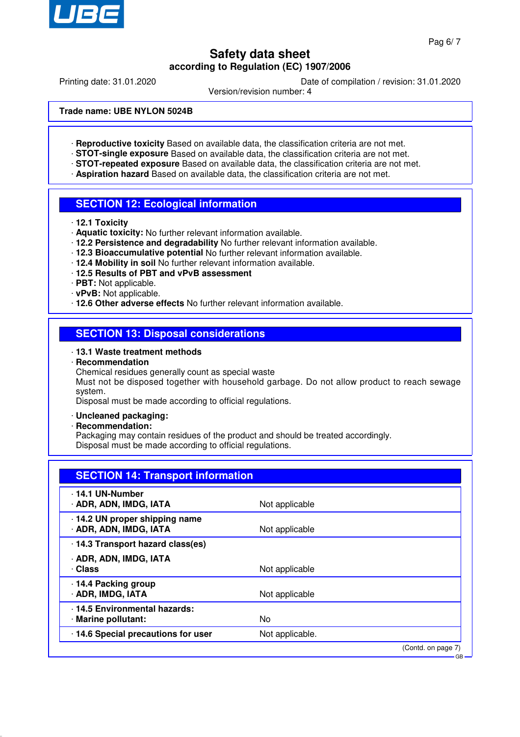**Trade name: UBE NYLON 5024B**

- **Reproductive toxicity** Based on available data, the classification criteria are not met.
- **STOT-single exposure** Based on available data, the classification criteria are not met.
- **STOT-repeated exposure** Based on available data, the classification criteria are not met.
- **Aspiration hazard** Based on available data, the classification criteria are not met.

## SECTION 12: Ecological information

- **12.1 Toxicity**
- **Aquatic toxicity:** No further relevant information available.
- **12.2 Persistence and degradability** No further relevant information available.
- **12.3 Bioaccumulative potential** No further relevant information available.
- **12.4 Mobility in soil** No further relevant information available.
- **12.5 Results of PBT and vPvB assessment**
- **PBT:** Not applicable.
- **vPvB:** Not applicable.
- **12.6 Other adverse effects** No further relevant information available.

## SECTION 13: Disposal considerations

- **13.1 Waste treatment methods**
- **Recommendation**
  Chemical residues generally count as special waste
  Must not be disposed together with household garbage. Do not allow product to reach sewage system.
  Disposal must be made according to official regulations.
- **Uncleaned packaging:**
- **Recommendation:**
  Packaging may contain residues of the product and should be treated accordingly.
  Disposal must be made according to official regulations.

## SECTION 14: Transport information

| | |
|---|---|
| **14.1 UN-Number** | |
| **ADR, ADN, IMDG, IATA** | Not applicable |
| **14.2 UN proper shipping name** | |
| **ADR, ADN, IMDG, IATA** | Not applicable |
| **14.3 Transport hazard class(es)** | |
| **ADR, ADN, IMDG, IATA** | |
| **Class** | Not applicable |
| **14.4 Packing group** | |
| **ADR, IMDG, IATA** | Not applicable |
| **14.5 Environmental hazards:** | |
| **Marine pollutant:** | No |
| **14.6 Special precautions for user** | Not applicable. |

(Contd. on page 7)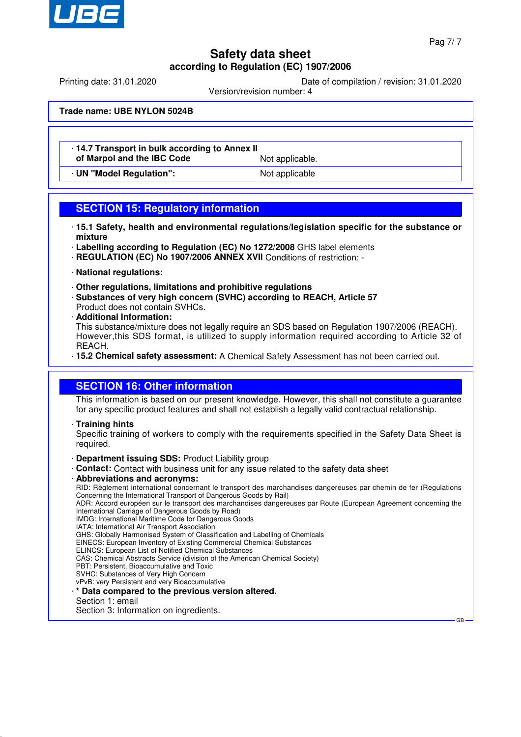**Trade name: UBE NYLON 5024B**

| | |
|---|---|
| · 14.7 Transport in bulk according to Annex II of Marpol and the IBC Code | Not applicable. |
| · UN "Model Regulation": | Not applicable |

## SECTION 15: Regulatory information

- **15.1 Safety, health and environmental regulations/legislation specific for the substance or mixture**
- **Labelling according to Regulation (EC) No 1272/2008** GHS label elements
- **REGULATION (EC) No 1907/2006 ANNEX XVII** Conditions of restriction: -
- **National regulations:**
- **Other regulations, limitations and prohibitive regulations**
- **Substances of very high concern (SVHC) according to REACH, Article 57**
  Product does not contain SVHCs.
- **Additional Information:**
  This substance/mixture does not legally require an SDS based on Regulation 1907/2006 (REACH). However,this SDS format, is utilized to supply information required according to Article 32 of REACH.
- **15.2 Chemical safety assessment:** A Chemical Safety Assessment has not been carried out.

## SECTION 16: Other information

This information is based on our present knowledge. However, this shall not constitute a guarantee for any specific product features and shall not establish a legally valid contractual relationship.

- **Training hints**
  Specific training of workers to comply with the requirements specified in the Safety Data Sheet is required.
- **Department issuing SDS:** Product Liability group
- **Contact:** Contact with business unit for any issue related to the safety data sheet
- **Abbreviations and acronyms:**
  RID: Règlement international concernant le transport des marchandises dangereuses par chemin de fer (Regulations Concerning the International Transport of Dangerous Goods by Rail)
  ADR: Accord européen sur le transport des marchandises dangereuses par Route (European Agreement concerning the International Carriage of Dangerous Goods by Road)
  IMDG: International Maritime Code for Dangerous Goods
  IATA: International Air Transport Association
  GHS: Globally Harmonised System of Classification and Labelling of Chemicals
  EINECS: European Inventory of Existing Commercial Chemical Substances
  ELINCS: European List of Notified Chemical Substances
  CAS: Chemical Abstracts Service (division of the American Chemical Society)
  PBT: Persistent, Bioaccumulative and Toxic
  SVHC: Substances of Very High Concern
  vPvB: very Persistent and very Bioaccumulative
- **\* Data compared to the previous version altered.**
  Section 1: email
  Section 3: Information on ingredients.